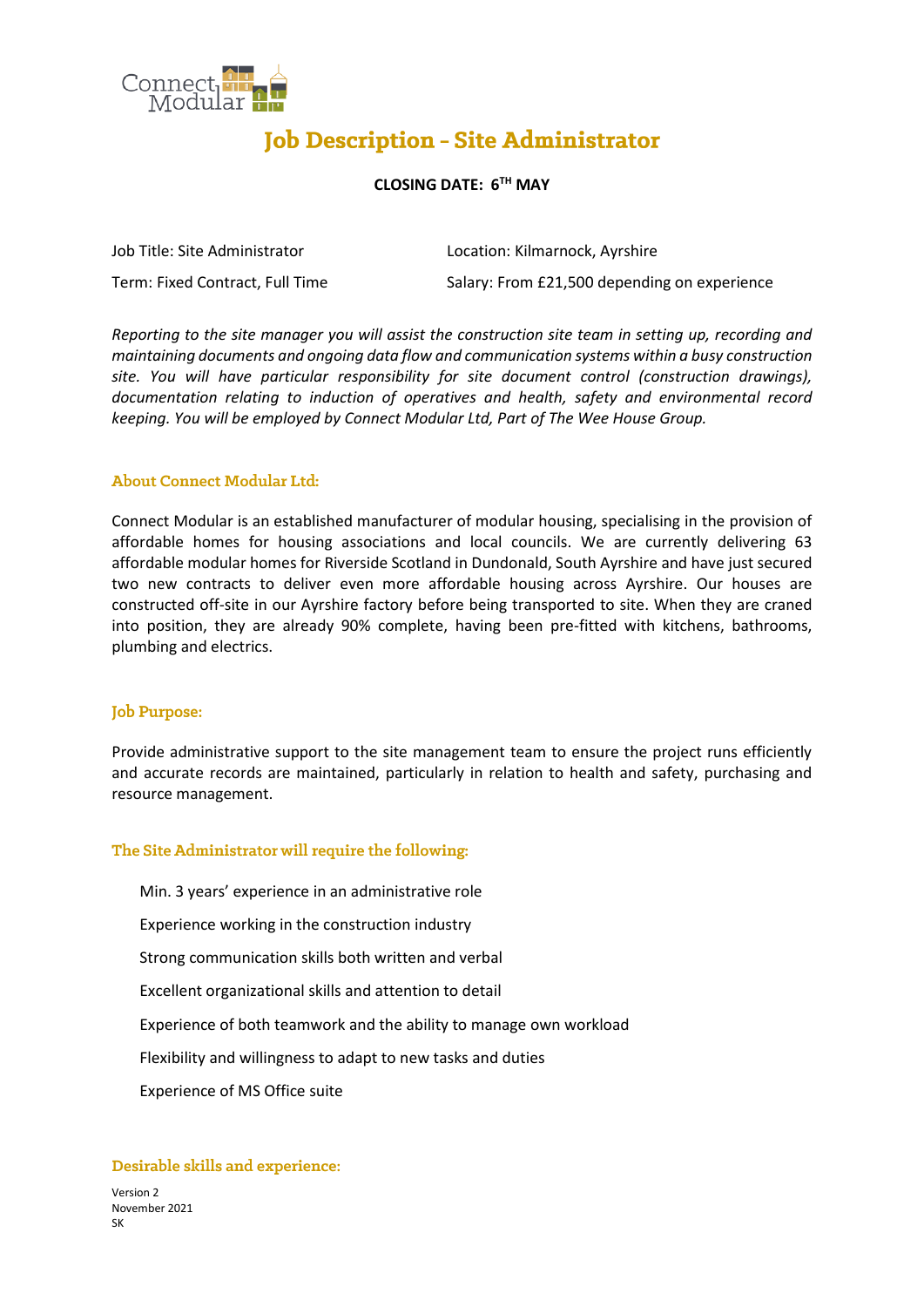# Job Description – Site Administrator

**CLOSING DATE: 6TH MAY**

Job Title: Site Administrator

Location: Kilmarnock, Ayrshire

Term: Fixed Contract, Full Time

Salary: From £21,500 depending on experience

*Reporting to the site manager you will assist the construction site team in setting up, recording and maintaining documents and ongoing data flow and communication systems within a busy construction site. You will have particular responsibility for site document control (construction drawings), documentation relating to induction of operatives and health, safety and environmental record keeping. You will be employed by Connect Modular Ltd, Part of The Wee House Group.*

## About Connect Modular Ltd:

Connect Modular is an established manufacturer of modular housing, specialising in the provision of affordable homes for housing associations and local councils. We are currently delivering 63 affordable modular homes for Riverside Scotland in Dundonald, South Ayrshire and have just secured two new contracts to deliver even more affordable housing across Ayrshire. Our houses are constructed off-site in our Ayrshire factory before being transported to site. When they are craned into position, they are already 90% complete, having been pre-fitted with kitchens, bathrooms, plumbing and electrics.

## Job Purpose:

Provide administrative support to the site management team to ensure the project runs efficiently and accurate records are maintained, particularly in relation to health and safety, purchasing and resource management.

## The Site Administrator will require the following:

- Min. 3 years' experience in an administrative role
- Experience working in the construction industry
- Strong communication skills both written and verbal
- Excellent organizational skills and attention to detail
- Experience of both teamwork and the ability to manage own workload
- Flexibility and willingness to adapt to new tasks and duties
- Experience of MS Office suite

## Desirable skills and experience: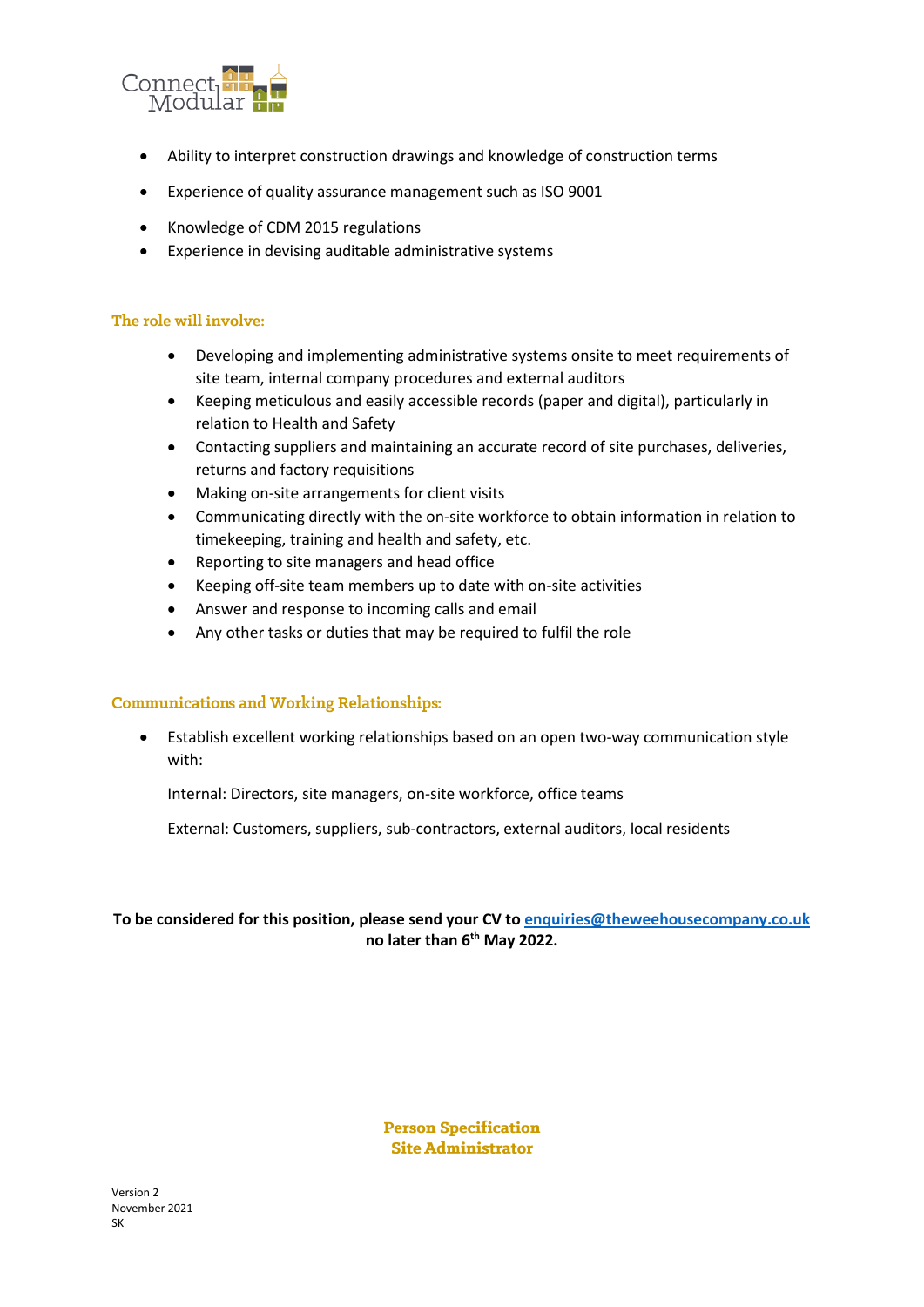- Ability to interpret construction drawings and knowledge of construction terms
- Experience of quality assurance management such as ISO 9001
- Knowledge of CDM 2015 regulations
- Experience in devising auditable administrative systems

## The role will involve:

- Developing and implementing administrative systems onsite to meet requirements of site team, internal company procedures and external auditors
- Keeping meticulous and easily accessible records (paper and digital), particularly in relation to Health and Safety
- Contacting suppliers and maintaining an accurate record of site purchases, deliveries, returns and factory requisitions
- Making on-site arrangements for client visits
- Communicating directly with the on-site workforce to obtain information in relation to timekeeping, training and health and safety, etc.
- Reporting to site managers and head office
- Keeping off-site team members up to date with on-site activities
- Answer and response to incoming calls and email
- Any other tasks or duties that may be required to fulfil the role

## Communications and Working Relationships:

- Establish excellent working relationships based on an open two-way communication style with:

  Internal: Directors, site managers, on-site workforce, office teams

  External: Customers, suppliers, sub-contractors, external auditors, local residents

**To be considered for this position, please send your CV to enquiries@theweehousecompany.co.uk no later than 6th May 2022.**

**Person Specification**
**Site Administrator**

Version 2
November 2021
SK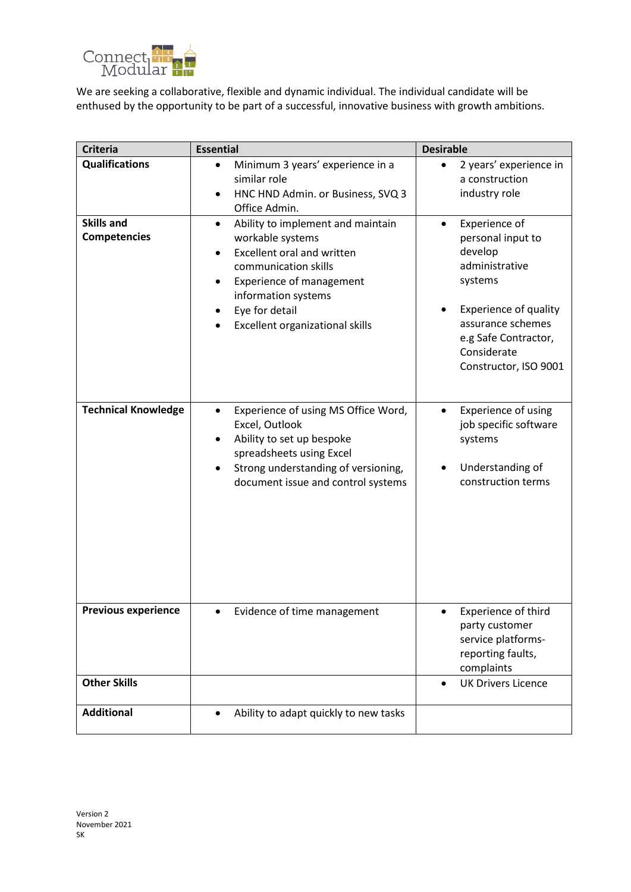We are seeking a collaborative, flexible and dynamic individual. The individual candidate will be enthused by the opportunity to be part of a successful, innovative business with growth ambitions.

| Criteria | Essential | Desirable |
|---|---|---|
| **Qualifications** | • Minimum 3 years' experience in a similar role<br>• HNC HND Admin. or Business, SVQ 3 Office Admin. | • 2 years' experience in a construction industry role |
| **Skills and Competencies** | • Ability to implement and maintain workable systems<br>• Excellent oral and written communication skills<br>• Experience of management information systems<br>• Eye for detail<br>• Excellent organizational skills | • Experience of personal input to develop administrative systems<br>• Experience of quality assurance schemes e.g Safe Contractor, Considerate Constructor, ISO 9001 |
| **Technical Knowledge** | • Experience of using MS Office Word, Excel, Outlook<br>• Ability to set up bespoke spreadsheets using Excel<br>• Strong understanding of versioning, document issue and control systems | • Experience of using job specific software systems<br>• Understanding of construction terms |
| **Previous experience** | • Evidence of time management | • Experience of third party customer service platforms- reporting faults, complaints |
| **Other Skills** | | • UK Drivers Licence |
| **Additional** | • Ability to adapt quickly to new tasks | |

Version 2
November 2021
SK